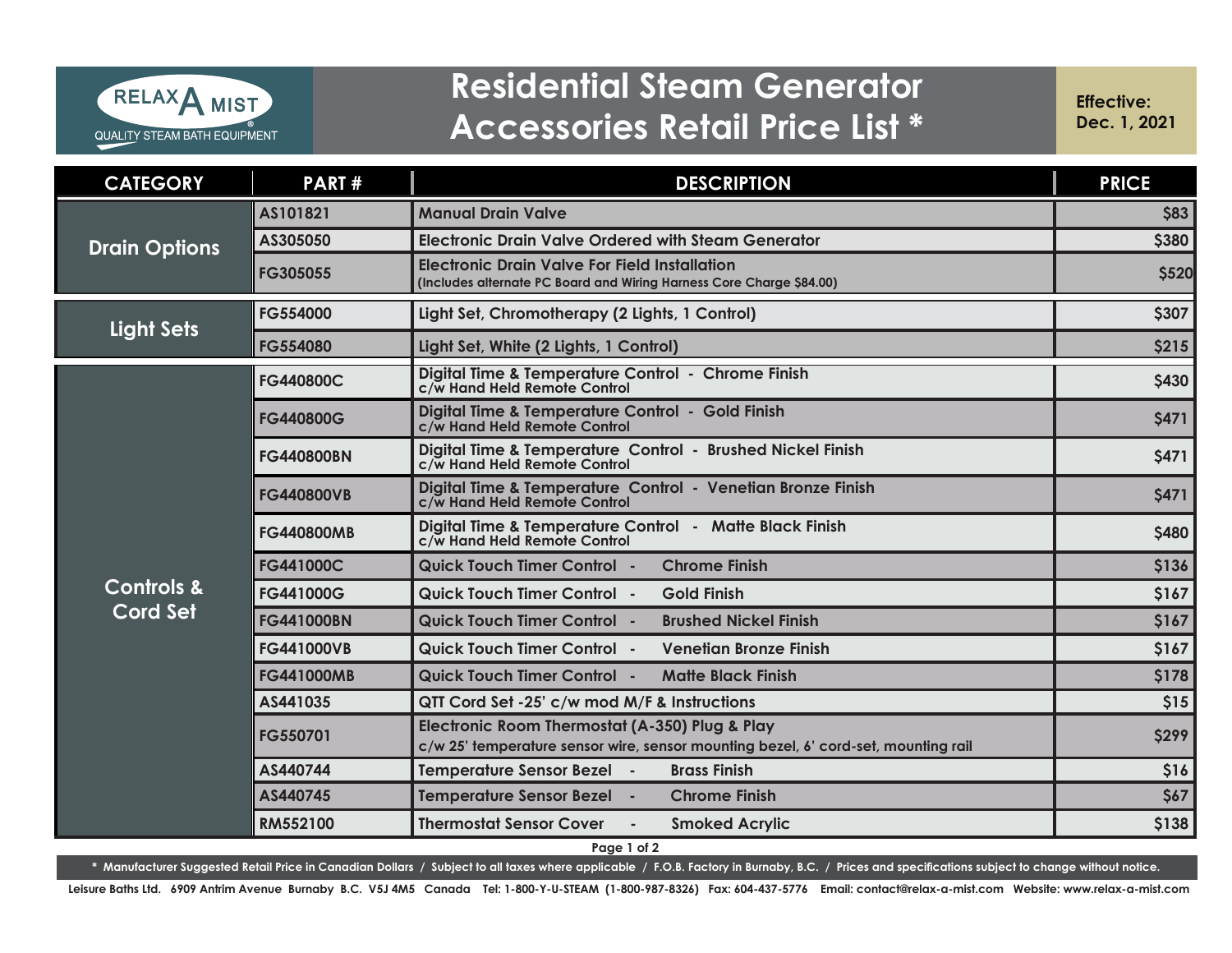RELAX A MIST®
QUALITY STEAM BATH EQUIPMENT

# Residential Steam Generator Accessories Retail Price List *

**Effective: Dec. 1, 2021**

| CATEGORY | PART # | DESCRIPTION | PRICE |
|---|---|---|---|
| Drain Options | AS101821 | Manual Drain Valve | $83 |
| | AS305050 | Electronic Drain Valve Ordered with Steam Generator | $380 |
| | FG305055 | Electronic Drain Valve For Field Installation (Includes alternate PC Board and Wiring Harness Core Charge $84.00) | $520 |
| Light Sets | FG554000 | Light Set, Chromotherapy (2 Lights, 1 Control) | $307 |
| | FG554080 | Light Set, White (2 Lights, 1 Control) | $215 |
| Controls & Cord Set | FG440800C | Digital Time & Temperature Control - Chrome Finish c/w Hand Held Remote Control | $430 |
| | FG440800G | Digital Time & Temperature Control - Gold Finish c/w Hand Held Remote Control | $471 |
| | FG440800BN | Digital Time & Temperature Control - Brushed Nickel Finish c/w Hand Held Remote Control | $471 |
| | FG440800VB | Digital Time & Temperature Control - Venetian Bronze Finish c/w Hand Held Remote Control | $471 |
| | FG440800MB | Digital Time & Temperature Control - Matte Black Finish c/w Hand Held Remote Control | $480 |
| | FG441000C | Quick Touch Timer Control - Chrome Finish | $136 |
| | FG441000G | Quick Touch Timer Control - Gold Finish | $167 |
| | FG441000BN | Quick Touch Timer Control - Brushed Nickel Finish | $167 |
| | FG441000VB | Quick Touch Timer Control - Venetian Bronze Finish | $167 |
| | FG441000MB | Quick Touch Timer Control - Matte Black Finish | $178 |
| | AS441035 | QTT Cord Set -25' c/w mod M/F & Instructions | $15 |
| | FG550701 | Electronic Room Thermostat (A-350) Plug & Play c/w 25' temperature sensor wire, sensor mounting bezel, 6' cord-set, mounting rail | $299 |
| | AS440744 | Temperature Sensor Bezel - Brass Finish | $16 |
| | AS440745 | Temperature Sensor Bezel - Chrome Finish | $67 |
| | RM552100 | Thermostat Sensor Cover - Smoked Acrylic | $138 |

* Manufacturer Suggested Retail Price in Canadian Dollars / Subject to all taxes where applicable / F.O.B. Factory in Burnaby, B.C. / Prices and specifications subject to change without notice.

Leisure Baths Ltd. 6909 Antrim Avenue Burnaby B.C. V5J 4M5 Canada Tel: 1-800-Y-U-STEAM (1-800-987-8326) Fax: 604-437-5776 Email: contact@relax-a-mist.com Website: www.relax-a-mist.com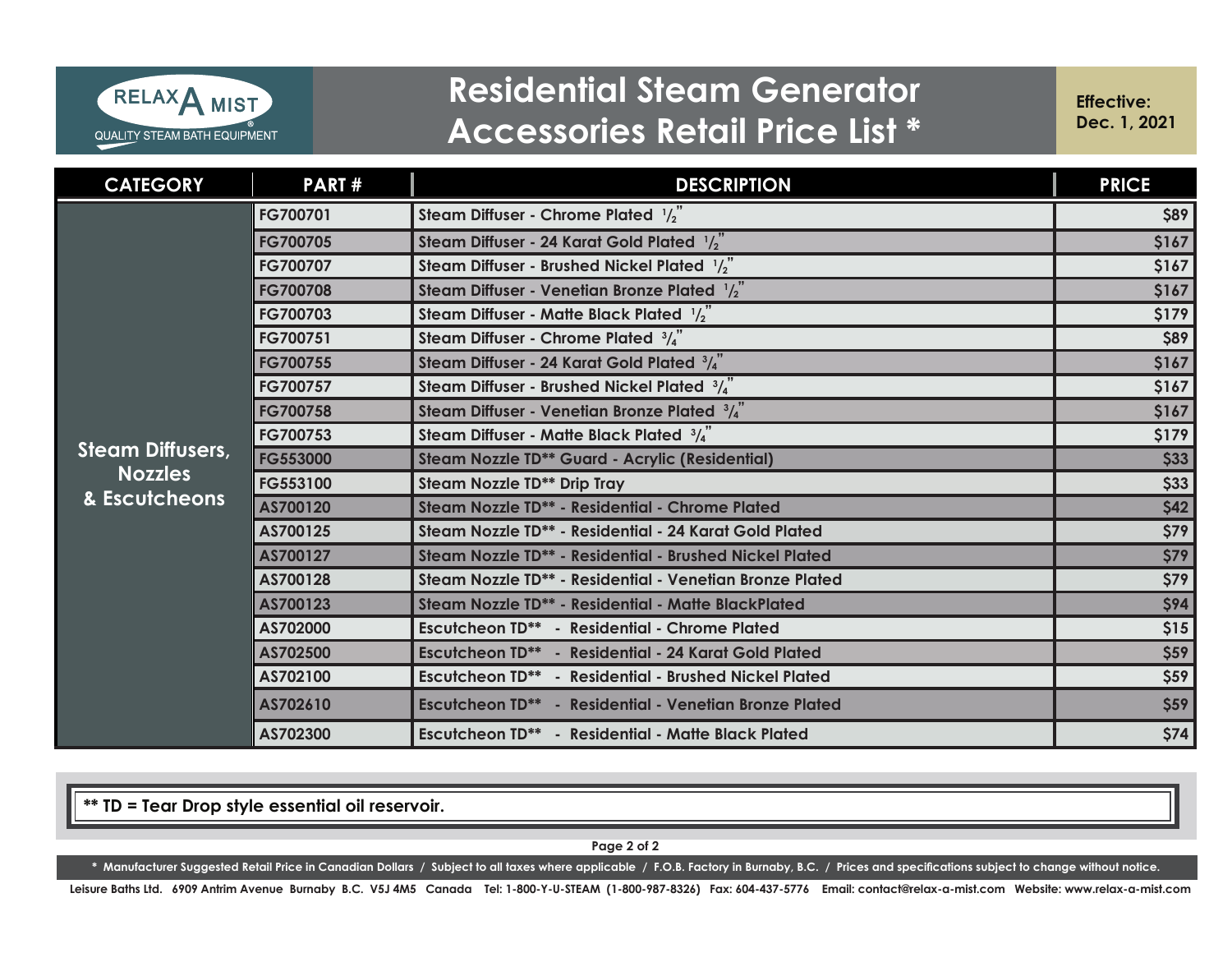RELAX A MIST®
QUALITY STEAM BATH EQUIPMENT

# Residential Steam Generator Accessories Retail Price List *

**Effective: Dec. 1, 2021**

| CATEGORY | PART # | DESCRIPTION | PRICE |
|---|---|---|---|
| Steam Diffusers, Nozzles & Escutcheons | FG700701 | Steam Diffuser - Chrome Plated 1/2" | $89 |
| | FG700705 | Steam Diffuser - 24 Karat Gold Plated 1/2" | $167 |
| | FG700707 | Steam Diffuser - Brushed Nickel Plated 1/2" | $167 |
| | FG700708 | Steam Diffuser - Venetian Bronze Plated 1/2" | $167 |
| | FG700703 | Steam Diffuser - Matte Black Plated 1/2" | $179 |
| | FG700751 | Steam Diffuser - Chrome Plated 3/4" | $89 |
| | FG700755 | Steam Diffuser - 24 Karat Gold Plated 3/4" | $167 |
| | FG700757 | Steam Diffuser - Brushed Nickel Plated 3/4" | $167 |
| | FG700758 | Steam Diffuser - Venetian Bronze Plated 3/4" | $167 |
| | FG700753 | Steam Diffuser - Matte Black Plated 3/4" | $179 |
| | FG553000 | Steam Nozzle TD** Guard - Acrylic (Residential) | $33 |
| | FG553100 | Steam Nozzle TD** Drip Tray | $33 |
| | AS700120 | Steam Nozzle TD** - Residential - Chrome Plated | $42 |
| | AS700125 | Steam Nozzle TD** - Residential - 24 Karat Gold Plated | $79 |
| | AS700127 | Steam Nozzle TD** - Residential - Brushed Nickel Plated | $79 |
| | AS700128 | Steam Nozzle TD** - Residential - Venetian Bronze Plated | $79 |
| | AS700123 | Steam Nozzle TD** - Residential - Matte BlackPlated | $94 |
| | AS702000 | Escutcheon TD** - Residential - Chrome Plated | $15 |
| | AS702500 | Escutcheon TD** - Residential - 24 Karat Gold Plated | $59 |
| | AS702100 | Escutcheon TD** - Residential - Brushed Nickel Plated | $59 |
| | AS702610 | Escutcheon TD** - Residential - Venetian Bronze Plated | $59 |
| | AS702300 | Escutcheon TD** - Residential - Matte Black Plated | $74 |

**** TD = Tear Drop style essential oil reservoir.**

* Manufacturer Suggested Retail Price in Canadian Dollars / Subject to all taxes where applicable / F.O.B. Factory in Burnaby, B.C. / Prices and specifications subject to change without notice.

Leisure Baths Ltd. 6909 Antrim Avenue Burnaby B.C. V5J 4M5 Canada Tel: 1-800-Y-U-STEAM (1-800-987-8326) Fax: 604-437-5776 Email: contact@relax-a-mist.com Website: www.relax-a-mist.com